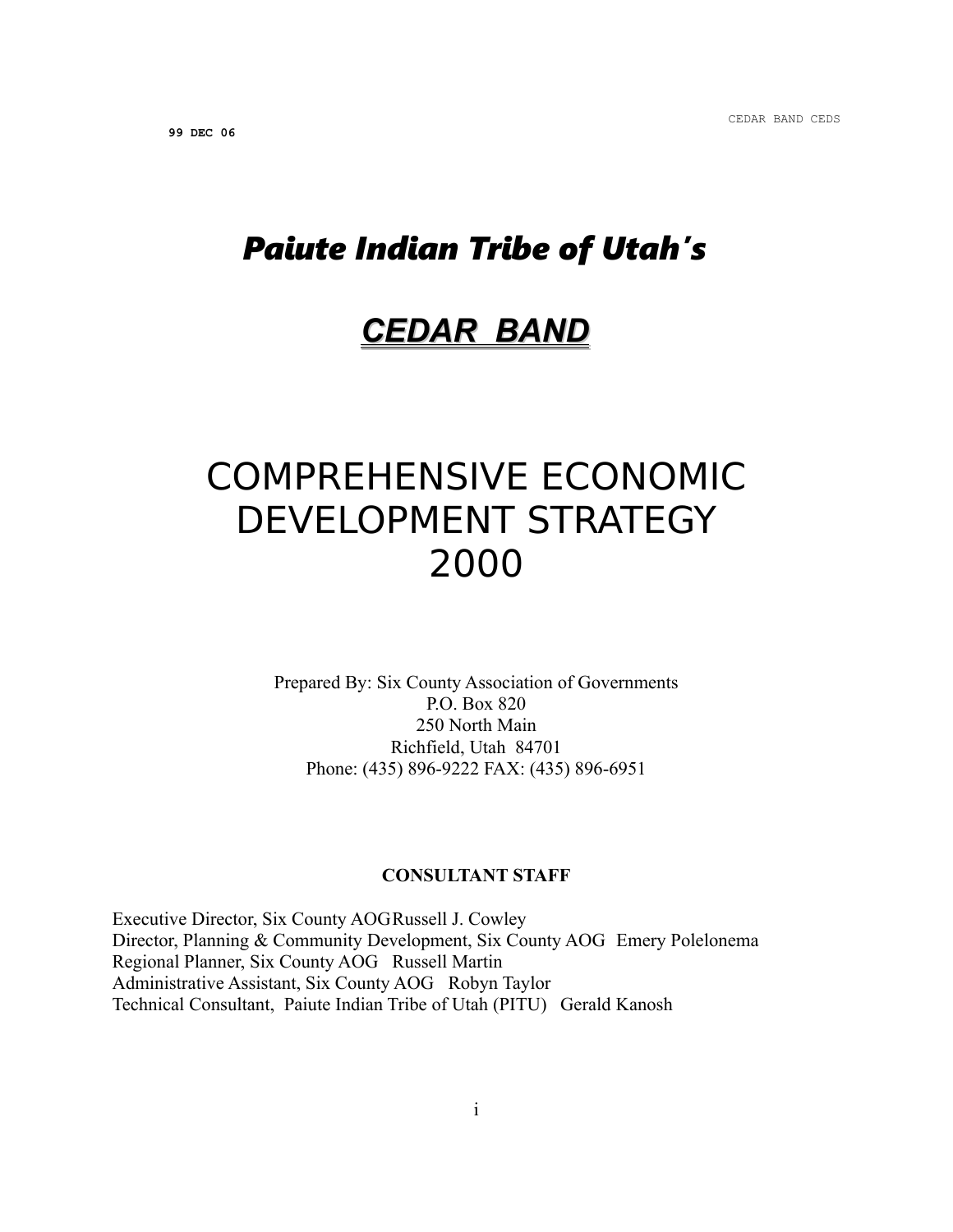99 DEC 06

# *Paiute Indian Tribe of Utah's*

# ***CEDAR BAND***

# COMPREHENSIVE ECONOMIC DEVELOPMENT STRATEGY 2000

Prepared By: Six County Association of Governments
P.O. Box 820
250 North Main
Richfield, Utah 84701
Phone: (435) 896-9222 FAX: (435) 896-6951

**CONSULTANT STAFF**

Executive Director, Six County AOG Russell J. Cowley
Director, Planning & Community Development, Six County AOG Emery Polelonema
Regional Planner, Six County AOG Russell Martin
Administrative Assistant, Six County AOG Robyn Taylor
Technical Consultant, Paiute Indian Tribe of Utah (PITU) Gerald Kanosh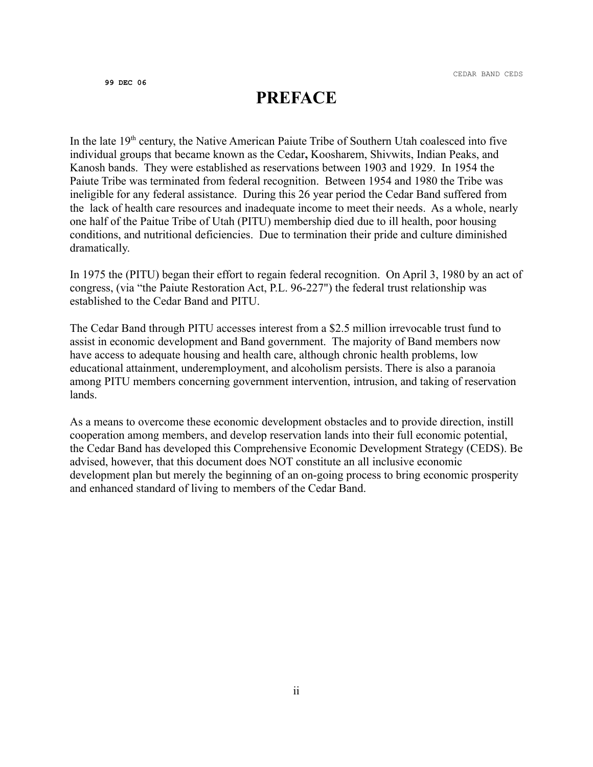# PREFACE

In the late 19th century, the Native American Paiute Tribe of Southern Utah coalesced into five individual groups that became known as the Cedar, Koosharem, Shivwits, Indian Peaks, and Kanosh bands. They were established as reservations between 1903 and 1929. In 1954 the Paiute Tribe was terminated from federal recognition. Between 1954 and 1980 the Tribe was ineligible for any federal assistance. During this 26 year period the Cedar Band suffered from the lack of health care resources and inadequate income to meet their needs. As a whole, nearly one half of the Paitue Tribe of Utah (PITU) membership died due to ill health, poor housing conditions, and nutritional deficiencies. Due to termination their pride and culture diminished dramatically.

In 1975 the (PITU) began their effort to regain federal recognition. On April 3, 1980 by an act of congress, (via "the Paiute Restoration Act, P.L. 96-227") the federal trust relationship was established to the Cedar Band and PITU.

The Cedar Band through PITU accesses interest from a $2.5 million irrevocable trust fund to assist in economic development and Band government. The majority of Band members now have access to adequate housing and health care, although chronic health problems, low educational attainment, underemployment, and alcoholism persists. There is also a paranoia among PITU members concerning government intervention, intrusion, and taking of reservation lands.

As a means to overcome these economic development obstacles and to provide direction, instill cooperation among members, and develop reservation lands into their full economic potential, the Cedar Band has developed this Comprehensive Economic Development Strategy (CEDS). Be advised, however, that this document does NOT constitute an all inclusive economic development plan but merely the beginning of an on-going process to bring economic prosperity and enhanced standard of living to members of the Cedar Band.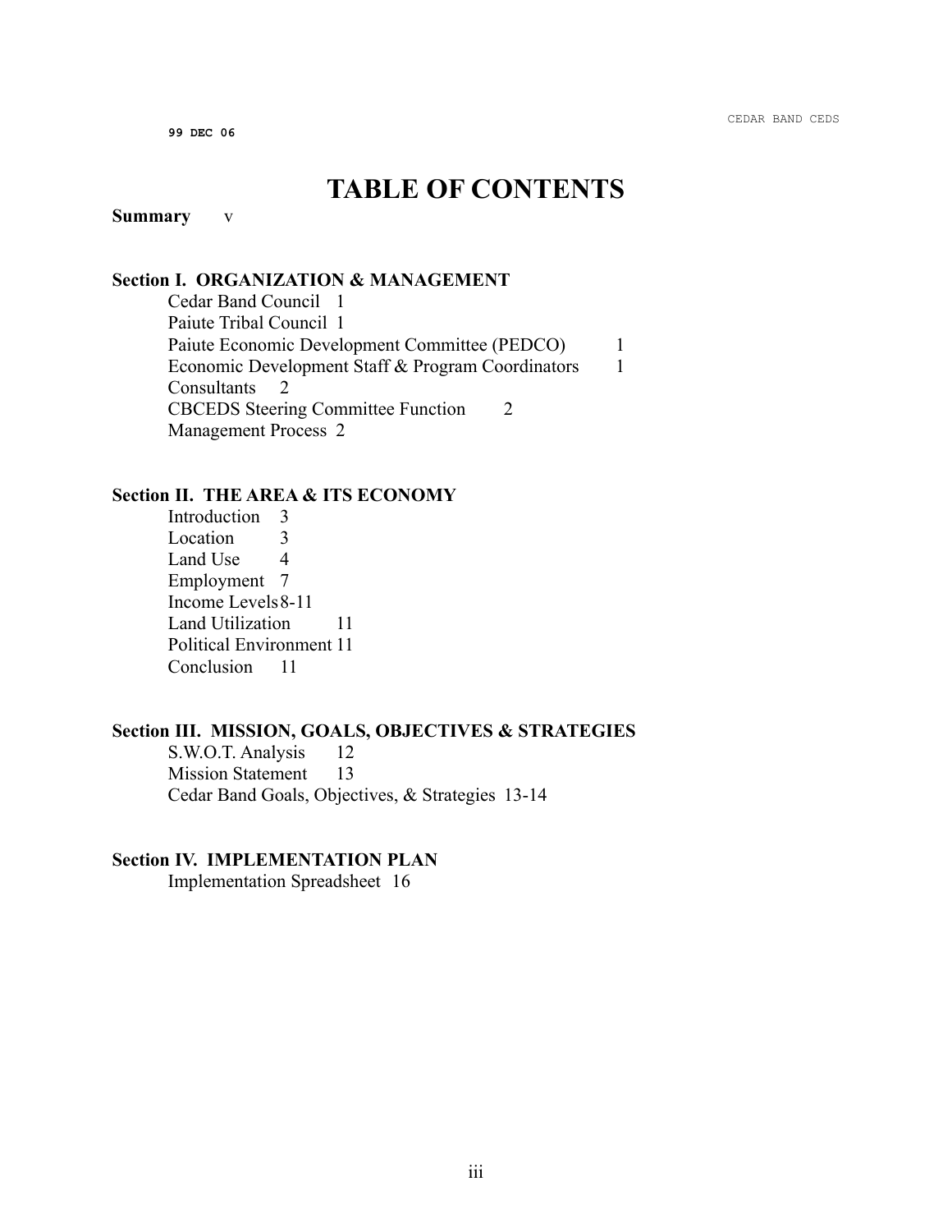# TABLE OF CONTENTS

**Summary** v

**Section I. ORGANIZATION & MANAGEMENT**

- Cedar Band Council 1
- Paiute Tribal Council 1
- Paiute Economic Development Committee (PEDCO) 1
- Economic Development Staff & Program Coordinators 1
- Consultants 2
- CBCEDS Steering Committee Function 2
- Management Process 2

**Section II. THE AREA & ITS ECONOMY**

- Introduction 3
- Location 3
- Land Use 4
- Employment 7
- Income Levels 8-11
- Land Utilization 11
- Political Environment 11
- Conclusion 11

**Section III. MISSION, GOALS, OBJECTIVES & STRATEGIES**

- S.W.O.T. Analysis 12
- Mission Statement 13
- Cedar Band Goals, Objectives, & Strategies 13-14

**Section IV. IMPLEMENTATION PLAN**

- Implementation Spreadsheet 16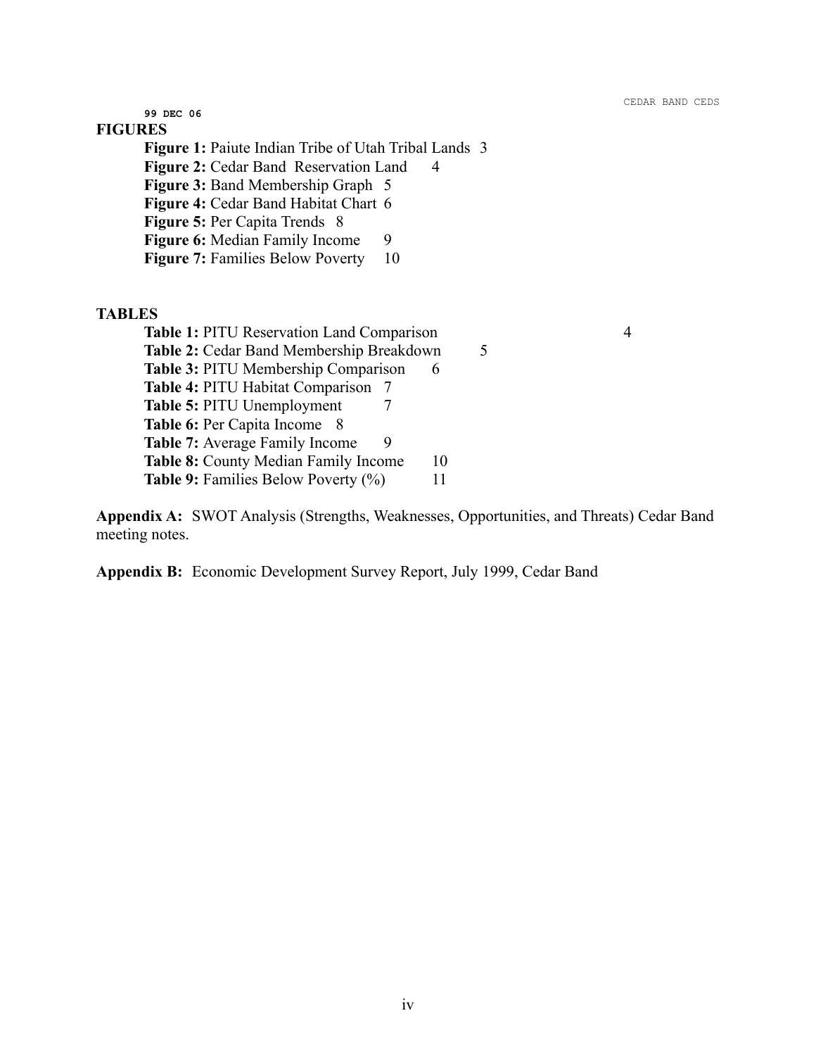99 DEC 06

**FIGURES**

**Figure 1:** Paiute Indian Tribe of Utah Tribal Lands 3
**Figure 2:** Cedar Band Reservation Land 4
**Figure 3:** Band Membership Graph 5
**Figure 4:** Cedar Band Habitat Chart 6
**Figure 5:** Per Capita Trends 8
**Figure 6:** Median Family Income 9
**Figure 7:** Families Below Poverty 10

**TABLES**

**Table 1:** PITU Reservation Land Comparison 4
**Table 2:** Cedar Band Membership Breakdown 5
**Table 3:** PITU Membership Comparison 6
**Table 4:** PITU Habitat Comparison 7
**Table 5:** PITU Unemployment 7
**Table 6:** Per Capita Income 8
**Table 7:** Average Family Income 9
**Table 8:** County Median Family Income 10
**Table 9:** Families Below Poverty (%) 11

**Appendix A:** SWOT Analysis (Strengths, Weaknesses, Opportunities, and Threats) Cedar Band meeting notes.

**Appendix B:** Economic Development Survey Report, July 1999, Cedar Band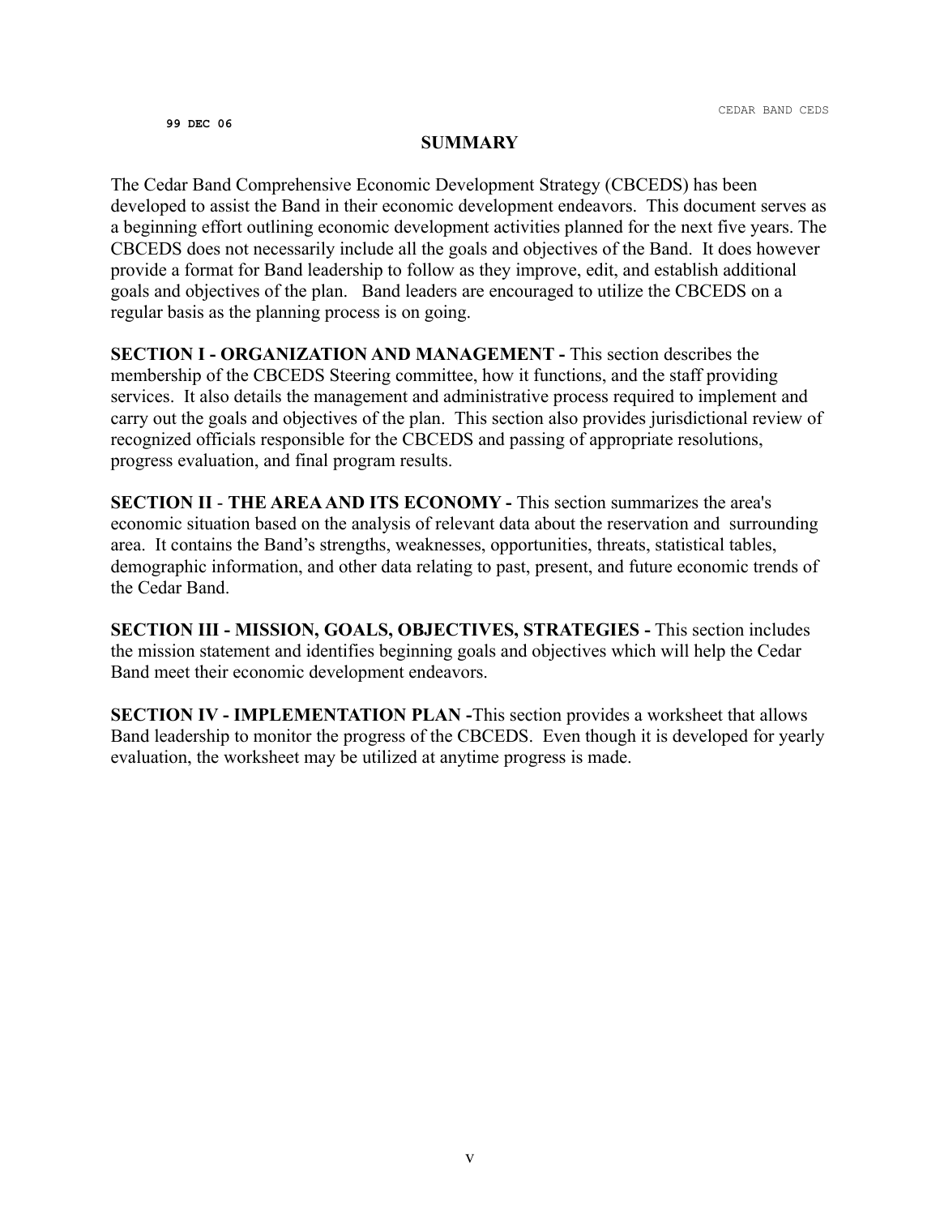## SUMMARY

The Cedar Band Comprehensive Economic Development Strategy (CBCEDS) has been developed to assist the Band in their economic development endeavors. This document serves as a beginning effort outlining economic development activities planned for the next five years. The CBCEDS does not necessarily include all the goals and objectives of the Band. It does however provide a format for Band leadership to follow as they improve, edit, and establish additional goals and objectives of the plan. Band leaders are encouraged to utilize the CBCEDS on a regular basis as the planning process is on going.

**SECTION I - ORGANIZATION AND MANAGEMENT -** This section describes the membership of the CBCEDS Steering committee, how it functions, and the staff providing services. It also details the management and administrative process required to implement and carry out the goals and objectives of the plan. This section also provides jurisdictional review of recognized officials responsible for the CBCEDS and passing of appropriate resolutions, progress evaluation, and final program results.

**SECTION II - THE AREA AND ITS ECONOMY -** This section summarizes the area's economic situation based on the analysis of relevant data about the reservation and surrounding area. It contains the Band's strengths, weaknesses, opportunities, threats, statistical tables, demographic information, and other data relating to past, present, and future economic trends of the Cedar Band.

**SECTION III - MISSION, GOALS, OBJECTIVES, STRATEGIES -** This section includes the mission statement and identifies beginning goals and objectives which will help the Cedar Band meet their economic development endeavors.

**SECTION IV - IMPLEMENTATION PLAN -**This section provides a worksheet that allows Band leadership to monitor the progress of the CBCEDS. Even though it is developed for yearly evaluation, the worksheet may be utilized at anytime progress is made.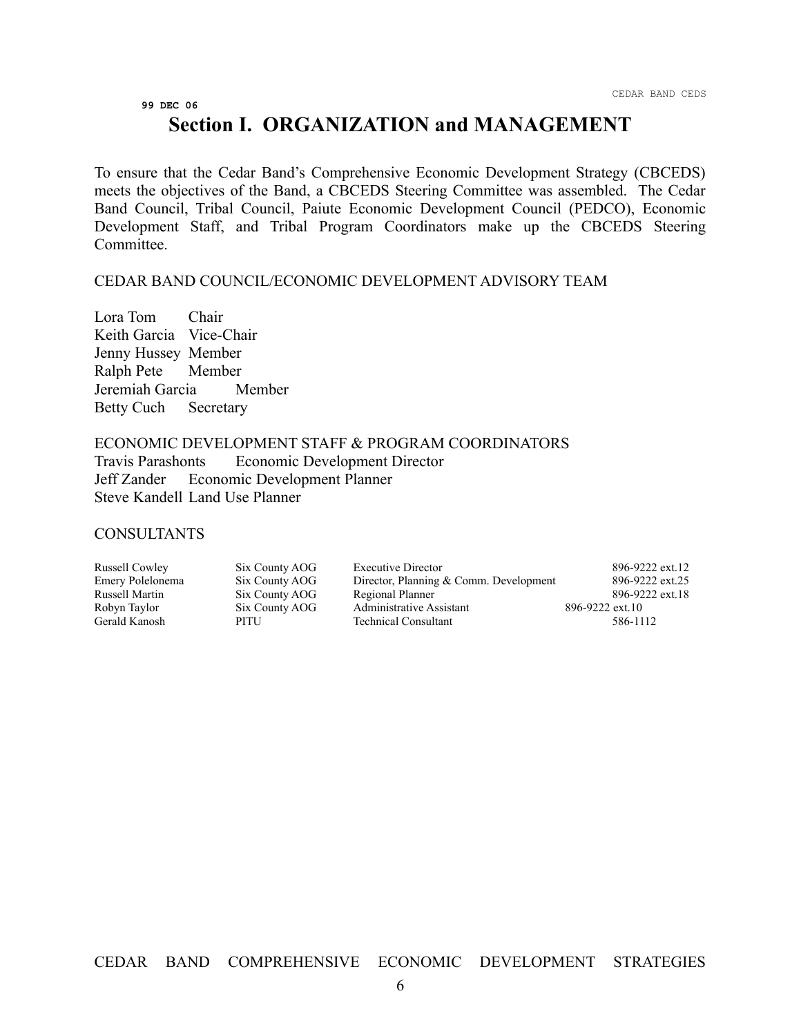99 DEC 06

# Section I. ORGANIZATION and MANAGEMENT

To ensure that the Cedar Band's Comprehensive Economic Development Strategy (CBCEDS) meets the objectives of the Band, a CBCEDS Steering Committee was assembled. The Cedar Band Council, Tribal Council, Paiute Economic Development Council (PEDCO), Economic Development Staff, and Tribal Program Coordinators make up the CBCEDS Steering Committee.

CEDAR BAND COUNCIL/ECONOMIC DEVELOPMENT ADVISORY TEAM

| | |
|---|---|
| Lora Tom | Chair |
| Keith Garcia | Vice-Chair |
| Jenny Hussey | Member |
| Ralph Pete | Member |
| Jeremiah Garcia | Member |
| Betty Cuch | Secretary |

ECONOMIC DEVELOPMENT STAFF & PROGRAM COORDINATORS

| | |
|---|---|
| Travis Parashonts | Economic Development Director |
| Jeff Zander | Economic Development Planner |
| Steve Kandell | Land Use Planner |

CONSULTANTS

| | | | |
|---|---|---|---|
| Russell Cowley | Six County AOG | Executive Director | 896-9222 ext.12 |
| Emery Polelonema | Six County AOG | Director, Planning & Comm. Development | 896-9222 ext.25 |
| Russell Martin | Six County AOG | Regional Planner | 896-9222 ext.18 |
| Robyn Taylor | Six County AOG | Administrative Assistant | 896-9222 ext.10 |
| Gerald Kanosh | PITU | Technical Consultant | 586-1112 |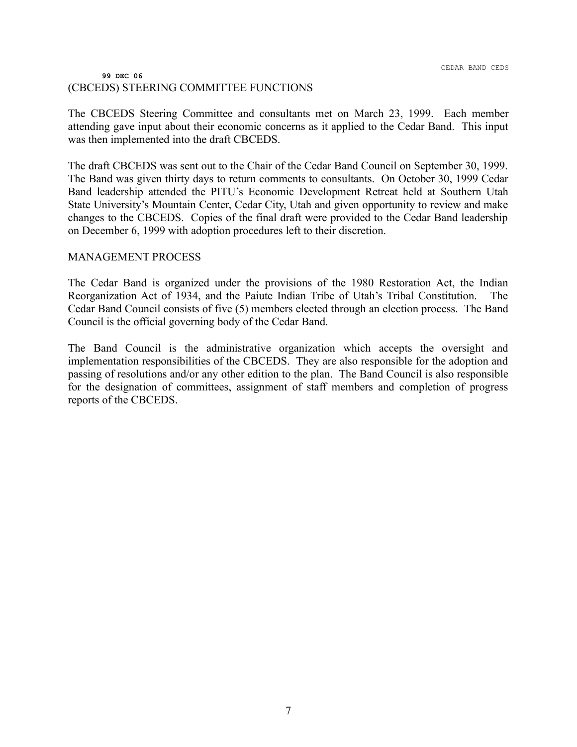**99 DEC 06**

## (CBCEDS) STEERING COMMITTEE FUNCTIONS

The CBCEDS Steering Committee and consultants met on March 23, 1999. Each member attending gave input about their economic concerns as it applied to the Cedar Band. This input was then implemented into the draft CBCEDS.

The draft CBCEDS was sent out to the Chair of the Cedar Band Council on September 30, 1999. The Band was given thirty days to return comments to consultants. On October 30, 1999 Cedar Band leadership attended the PITU's Economic Development Retreat held at Southern Utah State University's Mountain Center, Cedar City, Utah and given opportunity to review and make changes to the CBCEDS. Copies of the final draft were provided to the Cedar Band leadership on December 6, 1999 with adoption procedures left to their discretion.

## MANAGEMENT PROCESS

The Cedar Band is organized under the provisions of the 1980 Restoration Act, the Indian Reorganization Act of 1934, and the Paiute Indian Tribe of Utah's Tribal Constitution. The Cedar Band Council consists of five (5) members elected through an election process. The Band Council is the official governing body of the Cedar Band.

The Band Council is the administrative organization which accepts the oversight and implementation responsibilities of the CBCEDS. They are also responsible for the adoption and passing of resolutions and/or any other edition to the plan. The Band Council is also responsible for the designation of committees, assignment of staff members and completion of progress reports of the CBCEDS.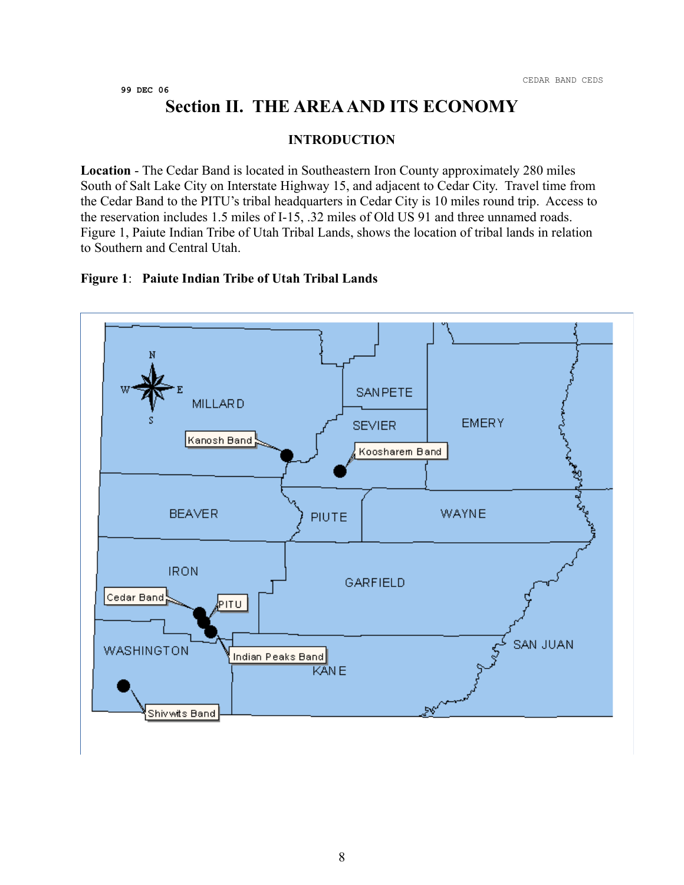99 DEC 06

# Section II. THE AREA AND ITS ECONOMY

## INTRODUCTION

**Location** - The Cedar Band is located in Southeastern Iron County approximately 280 miles South of Salt Lake City on Interstate Highway 15, and adjacent to Cedar City. Travel time from the Cedar Band to the PITU's tribal headquarters in Cedar City is 10 miles round trip. Access to the reservation includes 1.5 miles of I-15, .32 miles of Old US 91 and three unnamed roads. Figure 1, Paiute Indian Tribe of Utah Tribal Lands, shows the location of tribal lands in relation to Southern and Central Utah.

**Figure 1**: **Paiute Indian Tribe of Utah Tribal Lands**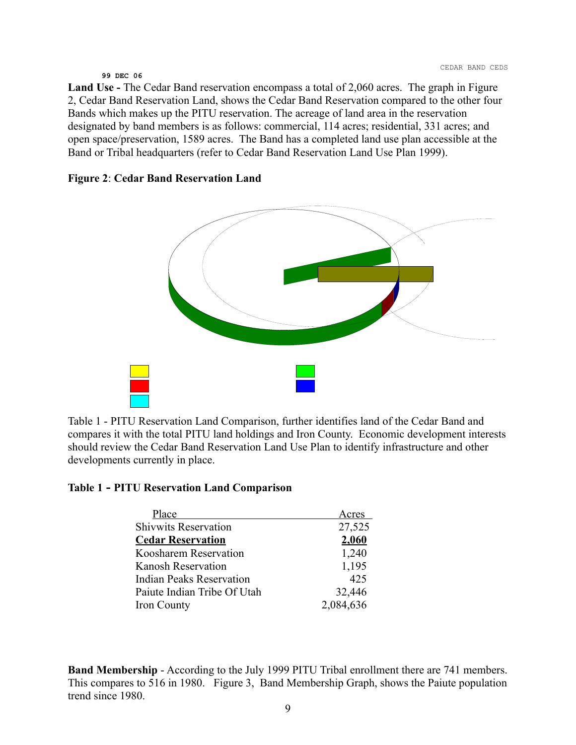99 DEC 06

**Land Use -** The Cedar Band reservation encompass a total of 2,060 acres. The graph in Figure 2, Cedar Band Reservation Land, shows the Cedar Band Reservation compared to the other four Bands which makes up the PITU reservation. The acreage of land area in the reservation designated by band members is as follows: commercial, 114 acres; residential, 331 acres; and open space/preservation, 1589 acres. The Band has a completed land use plan accessible at the Band or Tribal headquarters (refer to Cedar Band Reservation Land Use Plan 1999).

**Figure 2**: **Cedar Band Reservation Land**

Table 1 - PITU Reservation Land Comparison, further identifies land of the Cedar Band and compares it with the total PITU land holdings and Iron County. Economic development interests should review the Cedar Band Reservation Land Use Plan to identify infrastructure and other developments currently in place.

**Table 1 - PITU Reservation Land Comparison**

| Place | Acres |
|---|---|
| Shivwits Reservation | 27,525 |
| **Cedar Reservation** | **2,060** |
| Koosharem Reservation | 1,240 |
| Kanosh Reservation | 1,195 |
| Indian Peaks Reservation | 425 |
| Paiute Indian Tribe Of Utah | 32,446 |
| Iron County | 2,084,636 |

**Band Membership** - According to the July 1999 PITU Tribal enrollment there are 741 members. This compares to 516 in 1980. Figure 3, Band Membership Graph, shows the Paiute population trend since 1980.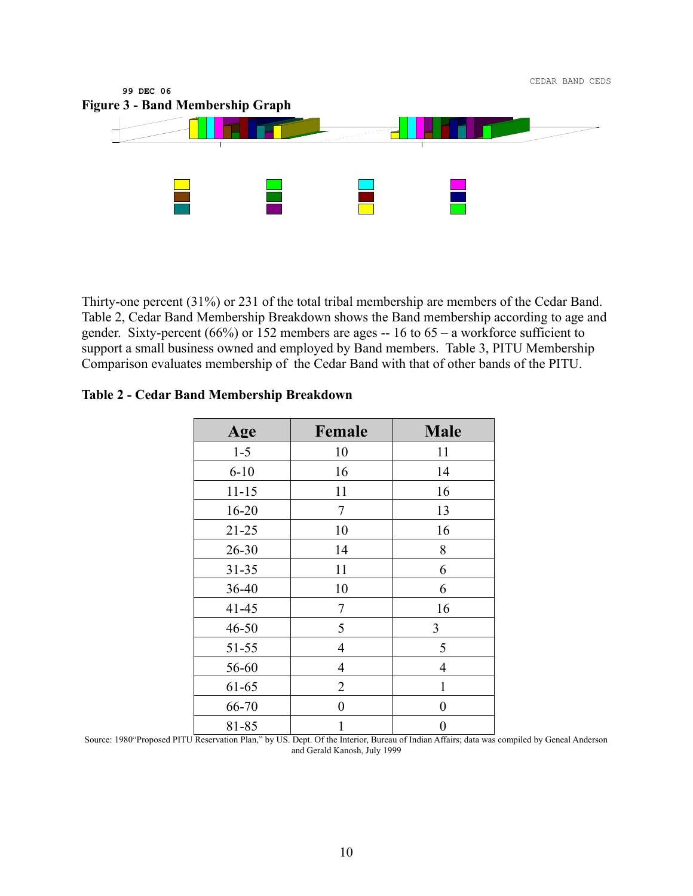99 DEC 06

**Figure 3 - Band Membership Graph**

Thirty-one percent (31%) or 231 of the total tribal membership are members of the Cedar Band. Table 2, Cedar Band Membership Breakdown shows the Band membership according to age and gender. Sixty-percent (66%) or 152 members are ages -- 16 to 65 – a workforce sufficient to support a small business owned and employed by Band members. Table 3, PITU Membership Comparison evaluates membership of the Cedar Band with that of other bands of the PITU.

**Table 2 - Cedar Band Membership Breakdown**

| Age | Female | Male |
|---|---|---|
| 1-5 | 10 | 11 |
| 6-10 | 16 | 14 |
| 11-15 | 11 | 16 |
| 16-20 | 7 | 13 |
| 21-25 | 10 | 16 |
| 26-30 | 14 | 8 |
| 31-35 | 11 | 6 |
| 36-40 | 10 | 6 |
| 41-45 | 7 | 16 |
| 46-50 | 5 | 3 |
| 51-55 | 4 | 5 |
| 56-60 | 4 | 4 |
| 61-65 | 2 | 1 |
| 66-70 | 0 | 0 |
| 81-85 | 1 | 0 |

Source: 1980"Proposed PITU Reservation Plan," by US. Dept. Of the Interior, Bureau of Indian Affairs; data was compiled by Geneal Anderson and Gerald Kanosh, July 1999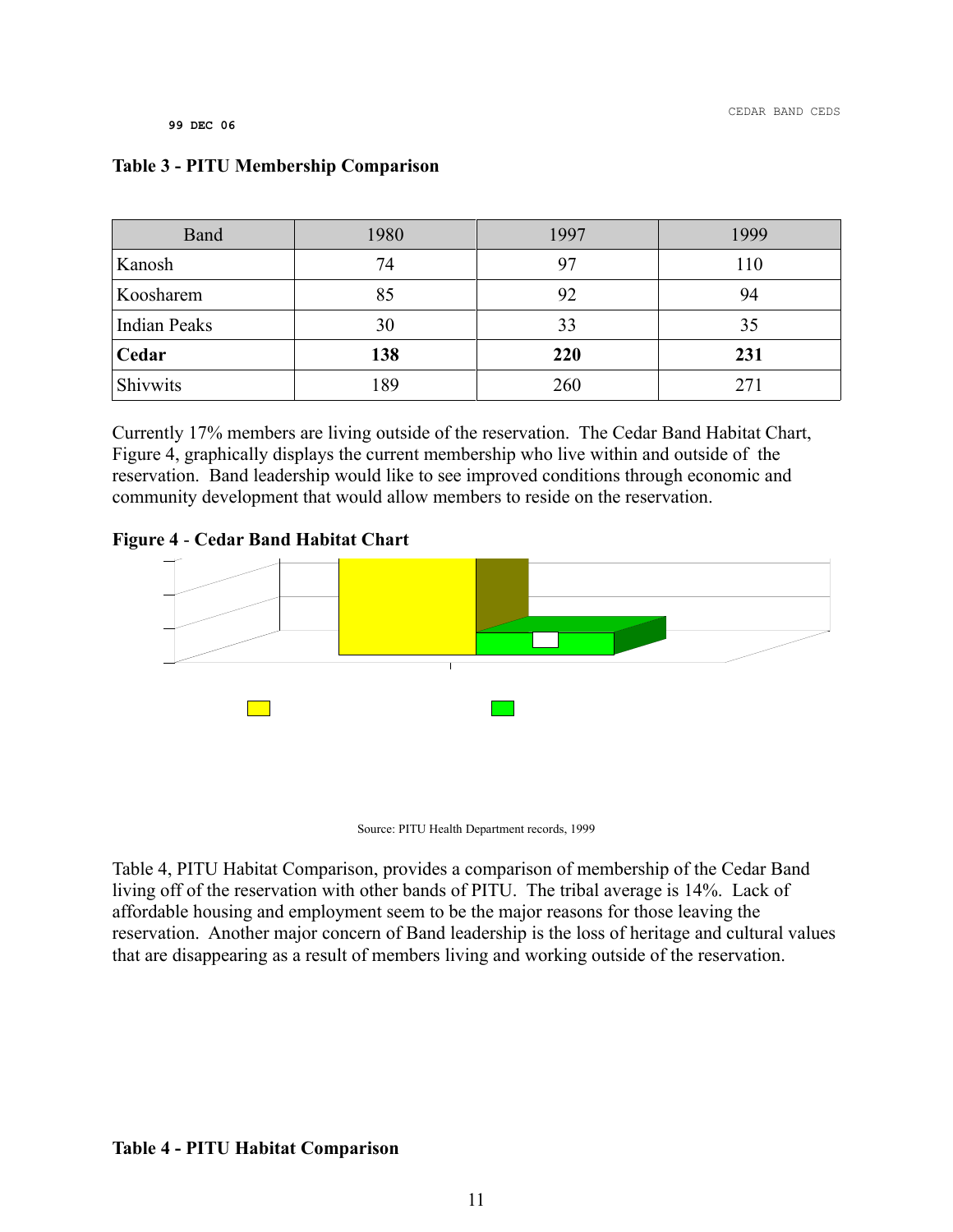**Table 3 - PITU Membership Comparison**

| Band | 1980 | 1997 | 1999 |
|---|---|---|---|
| Kanosh | 74 | 97 | 110 |
| Koosharem | 85 | 92 | 94 |
| Indian Peaks | 30 | 33 | 35 |
| **Cedar** | **138** | **220** | **231** |
| Shivwits | 189 | 260 | 271 |

Currently 17% members are living outside of the reservation. The Cedar Band Habitat Chart, Figure 4, graphically displays the current membership who live within and outside of the reservation. Band leadership would like to see improved conditions through economic and community development that would allow members to reside on the reservation.

**Figure 4** - **Cedar Band Habitat Chart**

Source: PITU Health Department records, 1999

Table 4, PITU Habitat Comparison, provides a comparison of membership of the Cedar Band living off of the reservation with other bands of PITU. The tribal average is 14%. Lack of affordable housing and employment seem to be the major reasons for those leaving the reservation. Another major concern of Band leadership is the loss of heritage and cultural values that are disappearing as a result of members living and working outside of the reservation.

**Table 4 - PITU Habitat Comparison**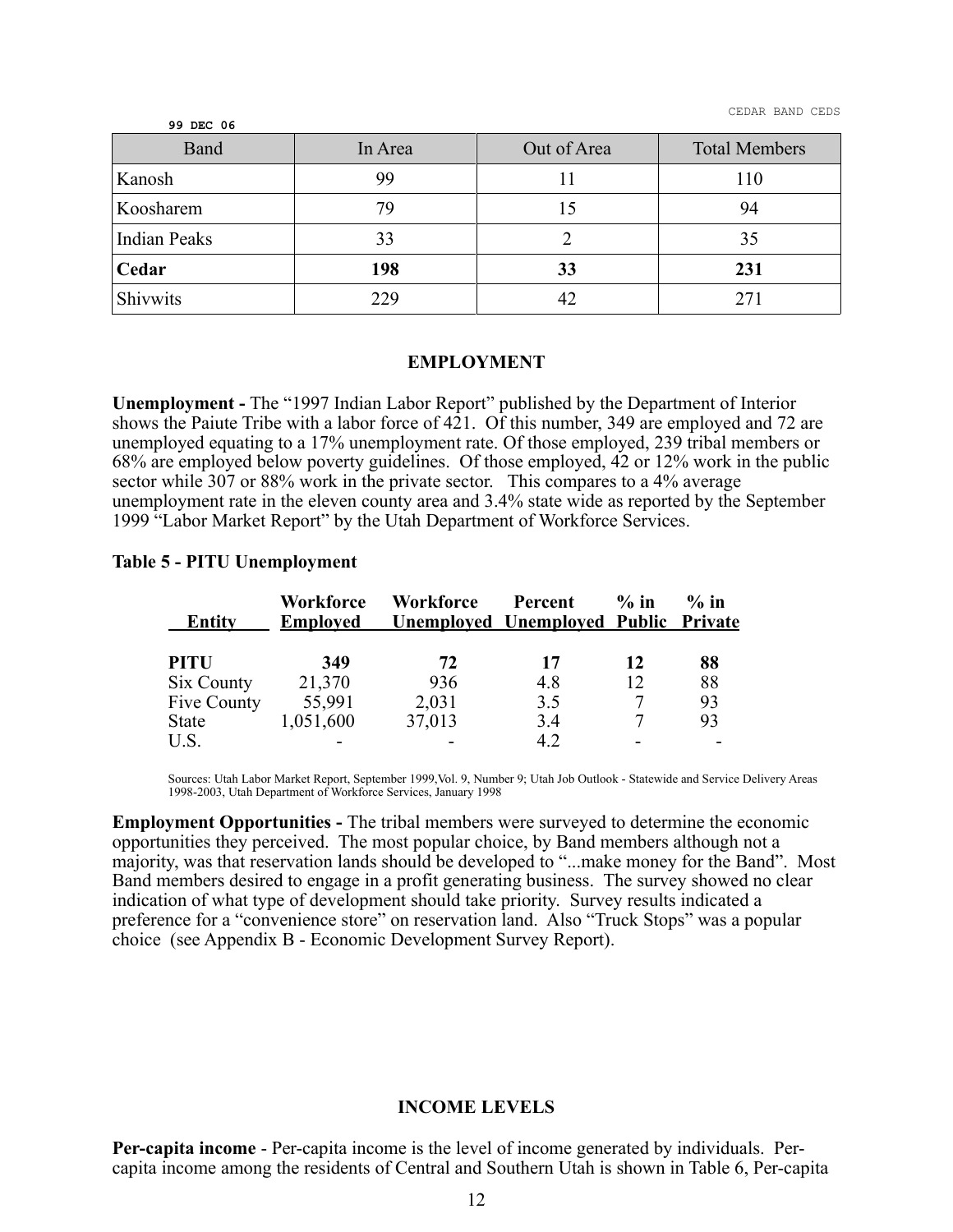99 DEC 06

| Band | In Area | Out of Area | Total Members |
|---|---|---|---|
| Kanosh | 99 | 11 | 110 |
| Koosharem | 79 | 15 | 94 |
| Indian Peaks | 33 | 2 | 35 |
| **Cedar** | **198** | **33** | **231** |
| Shivwits | 229 | 42 | 271 |

## EMPLOYMENT

**Unemployment -** The "1997 Indian Labor Report" published by the Department of Interior shows the Paiute Tribe with a labor force of 421. Of this number, 349 are employed and 72 are unemployed equating to a 17% unemployment rate. Of those employed, 239 tribal members or 68% are employed below poverty guidelines. Of those employed, 42 or 12% work in the public sector while 307 or 88% work in the private sector. This compares to a 4% average unemployment rate in the eleven county area and 3.4% state wide as reported by the September 1999 "Labor Market Report" by the Utah Department of Workforce Services.

**Table 5 - PITU Unemployment**

| Entity | Workforce Employed | Workforce Unemployed | Percent Unemployed | % in Public | % in Private |
|---|---|---|---|---|---|
| **PITU** | **349** | **72** | **17** | **12** | **88** |
| Six County | 21,370 | 936 | 4.8 | 12 | 88 |
| Five County | 55,991 | 2,031 | 3.5 | 7 | 93 |
| State | 1,051,600 | 37,013 | 3.4 | 7 | 93 |
| U.S. | - | - | 4.2 | - | - |

Sources: Utah Labor Market Report, September 1999,Vol. 9, Number 9; Utah Job Outlook - Statewide and Service Delivery Areas 1998-2003, Utah Department of Workforce Services, January 1998

**Employment Opportunities -** The tribal members were surveyed to determine the economic opportunities they perceived. The most popular choice, by Band members although not a majority, was that reservation lands should be developed to "...make money for the Band". Most Band members desired to engage in a profit generating business. The survey showed no clear indication of what type of development should take priority. Survey results indicated a preference for a "convenience store" on reservation land. Also "Truck Stops" was a popular choice (see Appendix B - Economic Development Survey Report).

## INCOME LEVELS

**Per-capita income** - Per-capita income is the level of income generated by individuals. Per-capita income among the residents of Central and Southern Utah is shown in Table 6, Per-capita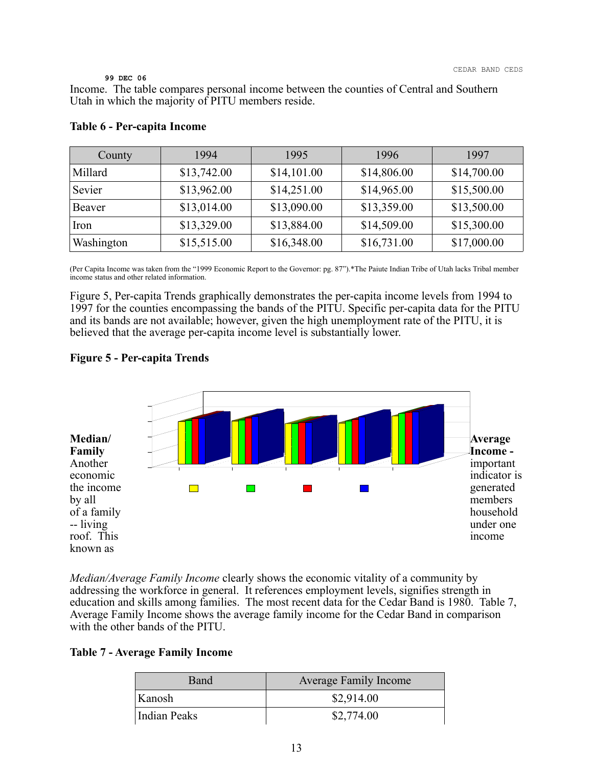Income. The table compares personal income between the counties of Central and Southern Utah in which the majority of PITU members reside.

**Table 6 - Per-capita Income**

| County | 1994 | 1995 | 1996 | 1997 |
|---|---|---|---|---|
| Millard | $13,742.00 | $14,101.00 | $14,806.00 | $14,700.00 |
| Sevier | $13,962.00 | $14,251.00 | $14,965.00 | $15,500.00 |
| Beaver | $13,014.00 | $13,090.00 | $13,359.00 | $13,500.00 |
| Iron | $13,329.00 | $13,884.00 | $14,509.00 | $15,300.00 |
| Washington | $15,515.00 | $16,348.00 | $16,731.00 | $17,000.00 |

(Per Capita Income was taken from the "1999 Economic Report to the Governor: pg. 87").*The Paiute Indian Tribe of Utah lacks Tribal member income status and other related information.

Figure 5, Per-capita Trends graphically demonstrates the per-capita income levels from 1994 to 1997 for the counties encompassing the bands of the PITU. Specific per-capita data for the PITU and its bands are not available; however, given the high unemployment rate of the PITU, it is believed that the average per-capita income level is substantially lower.

**Figure 5 - Per-capita Trends**

**Median/Family Average Income -** Another important economic indicator is the income generated by all members of a family household -- living under one roof. This income known as

*Median/Average Family Income* clearly shows the economic vitality of a community by addressing the workforce in general. It references employment levels, signifies strength in education and skills among families. The most recent data for the Cedar Band is 1980. Table 7, Average Family Income shows the average family income for the Cedar Band in comparison with the other bands of the PITU.

**Table 7 - Average Family Income**

| Band | Average Family Income |
|---|---|
| Kanosh | $2,914.00 |
| Indian Peaks | $2,774.00 |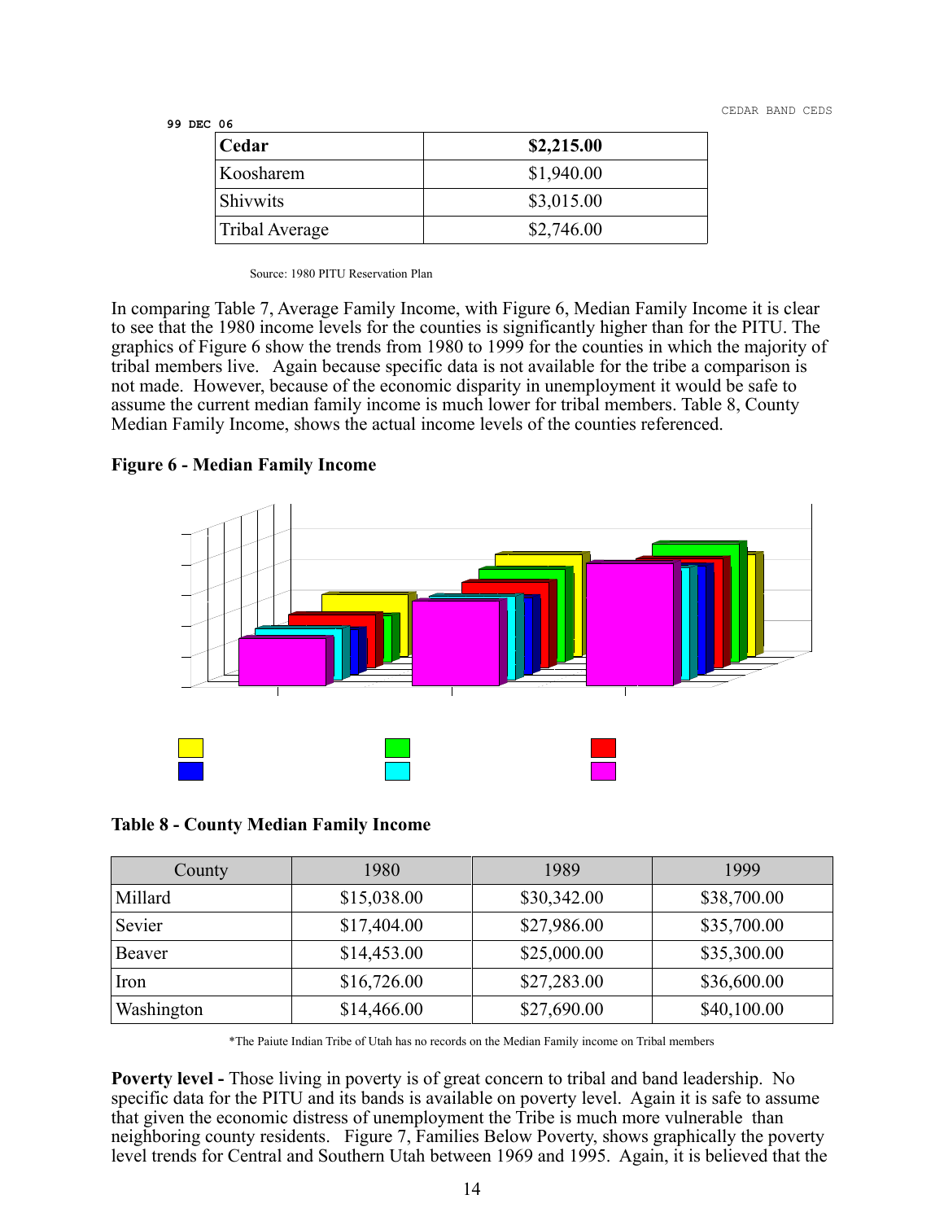| Cedar | $2,215.00 |
| --- | --- |
| Koosharem | $1,940.00 |
| Shivwits | $3,015.00 |
| Tribal Average | $2,746.00 |

Source: 1980 PITU Reservation Plan

In comparing Table 7, Average Family Income, with Figure 6, Median Family Income it is clear to see that the 1980 income levels for the counties is significantly higher than for the PITU. The graphics of Figure 6 show the trends from 1980 to 1999 for the counties in which the majority of tribal members live. Again because specific data is not available for the tribe a comparison is not made. However, because of the economic disparity in unemployment it would be safe to assume the current median family income is much lower for tribal members. Table 8, County Median Family Income, shows the actual income levels of the counties referenced.

**Figure 6 - Median Family Income**

**Table 8 - County Median Family Income**

| County | 1980 | 1989 | 1999 |
| --- | --- | --- | --- |
| Millard | $15,038.00 | $30,342.00 | $38,700.00 |
| Sevier | $17,404.00 | $27,986.00 | $35,700.00 |
| Beaver | $14,453.00 | $25,000.00 | $35,300.00 |
| Iron | $16,726.00 | $27,283.00 | $36,600.00 |
| Washington | $14,466.00 | $27,690.00 | $40,100.00 |

*The Paiute Indian Tribe of Utah has no records on the Median Family income on Tribal members

**Poverty level -** Those living in poverty is of great concern to tribal and band leadership. No specific data for the PITU and its bands is available on poverty level. Again it is safe to assume that given the economic distress of unemployment the Tribe is much more vulnerable than neighboring county residents. Figure 7, Families Below Poverty, shows graphically the poverty level trends for Central and Southern Utah between 1969 and 1995. Again, it is believed that the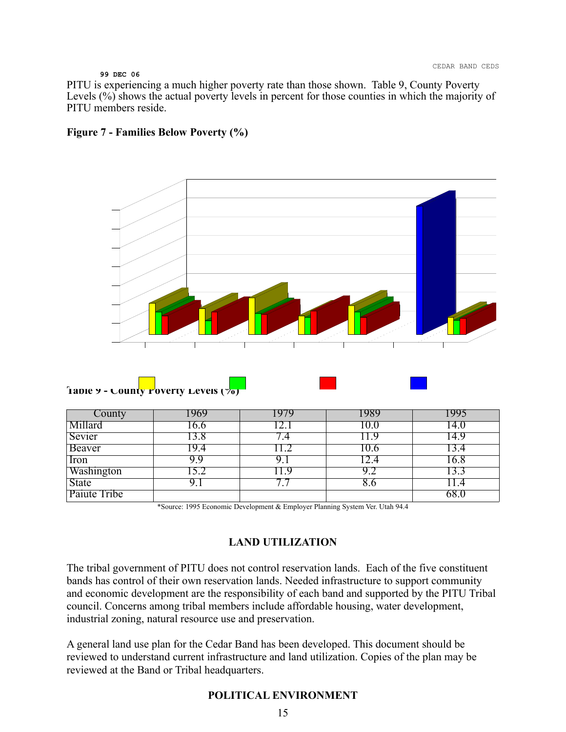PITU is experiencing a much higher poverty rate than those shown. Table 9, County Poverty Levels (%) shows the actual poverty levels in percent for those counties in which the majority of PITU members reside.

**Figure 7 - Families Below Poverty (%)**

**Table 9 - County Poverty Levels (%)**

| County | 1969 | 1979 | 1989 | 1995 |
|---|---|---|---|---|
| Millard | 16.6 | 12.1 | 10.0 | 14.0 |
| Sevier | 13.8 | 7.4 | 11.9 | 14.9 |
| Beaver | 19.4 | 11.2 | 10.6 | 13.4 |
| Iron | 9.9 | 9.1 | 12.4 | 16.8 |
| Washington | 15.2 | 11.9 | 9.2 | 13.3 |
| State | 9.1 | 7.7 | 8.6 | 11.4 |
| Paiute Tribe | | | | 68.0 |

*Source: 1995 Economic Development & Employer Planning System Ver. Utah 94.4

## LAND UTILIZATION

The tribal government of PITU does not control reservation lands. Each of the five constituent bands has control of their own reservation lands. Needed infrastructure to support community and economic development are the responsibility of each band and supported by the PITU Tribal council. Concerns among tribal members include affordable housing, water development, industrial zoning, natural resource use and preservation.

A general land use plan for the Cedar Band has been developed. This document should be reviewed to understand current infrastructure and land utilization. Copies of the plan may be reviewed at the Band or Tribal headquarters.

## POLITICAL ENVIRONMENT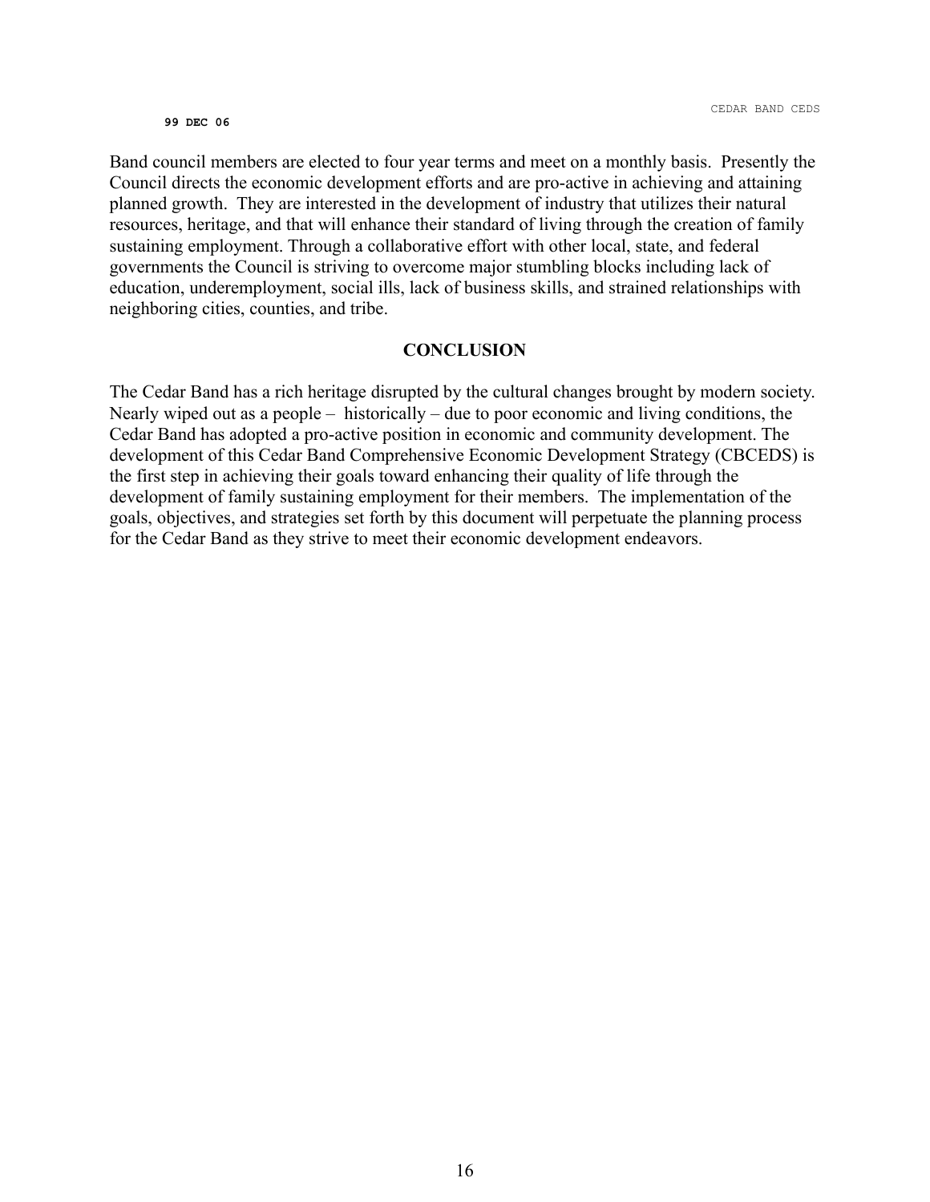Band council members are elected to four year terms and meet on a monthly basis. Presently the Council directs the economic development efforts and are pro-active in achieving and attaining planned growth. They are interested in the development of industry that utilizes their natural resources, heritage, and that will enhance their standard of living through the creation of family sustaining employment. Through a collaborative effort with other local, state, and federal governments the Council is striving to overcome major stumbling blocks including lack of education, underemployment, social ills, lack of business skills, and strained relationships with neighboring cities, counties, and tribe.

## CONCLUSION

The Cedar Band has a rich heritage disrupted by the cultural changes brought by modern society. Nearly wiped out as a people – historically – due to poor economic and living conditions, the Cedar Band has adopted a pro-active position in economic and community development. The development of this Cedar Band Comprehensive Economic Development Strategy (CBCEDS) is the first step in achieving their goals toward enhancing their quality of life through the development of family sustaining employment for their members. The implementation of the goals, objectives, and strategies set forth by this document will perpetuate the planning process for the Cedar Band as they strive to meet their economic development endeavors.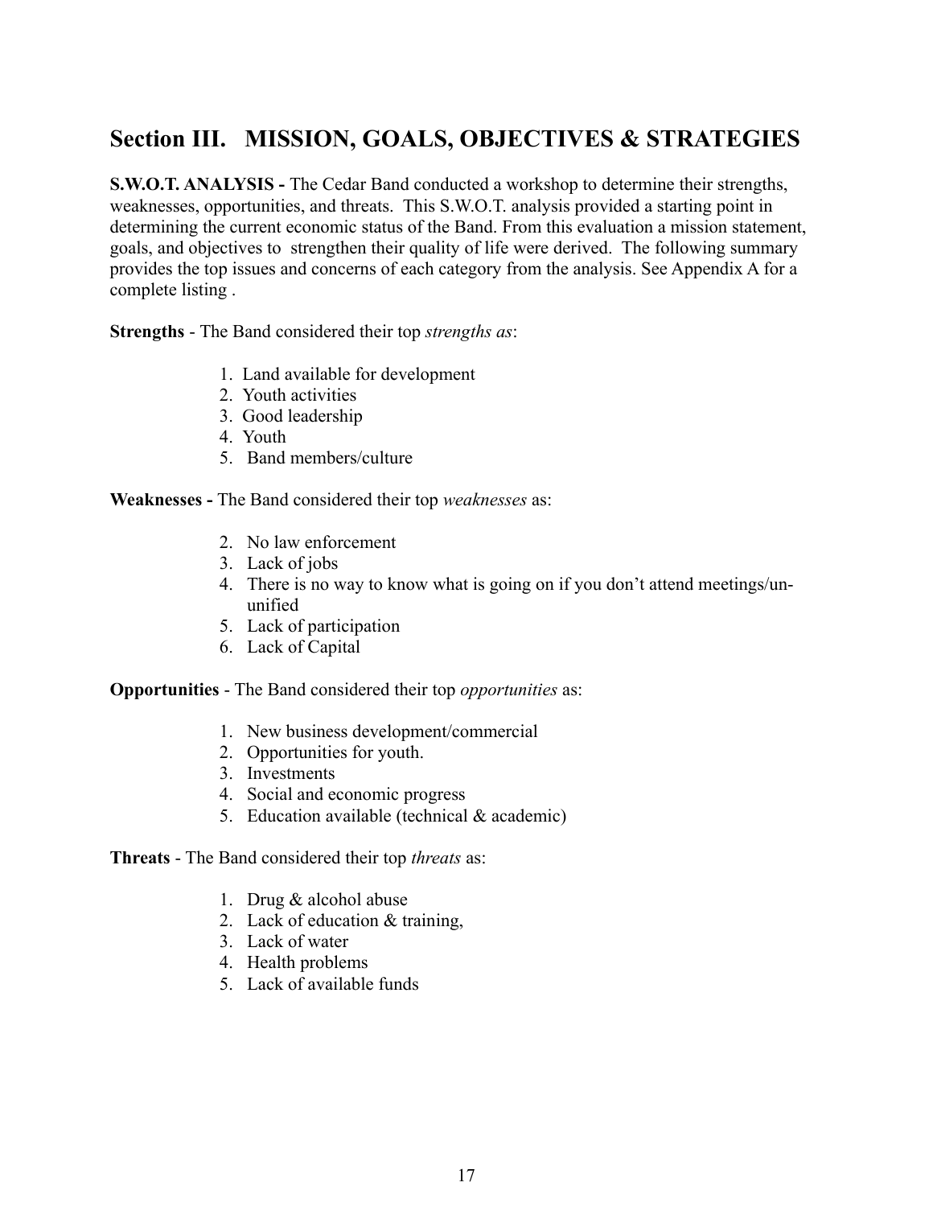## Section III. MISSION, GOALS, OBJECTIVES & STRATEGIES

**S.W.O.T. ANALYSIS -** The Cedar Band conducted a workshop to determine their strengths, weaknesses, opportunities, and threats. This S.W.O.T. analysis provided a starting point in determining the current economic status of the Band. From this evaluation a mission statement, goals, and objectives to strengthen their quality of life were derived. The following summary provides the top issues and concerns of each category from the analysis. See Appendix A for a complete listing .

**Strengths** - The Band considered their top *strengths as*:

1. Land available for development
2. Youth activities
3. Good leadership
4. Youth
5. Band members/culture

**Weaknesses -** The Band considered their top *weaknesses* as:

2. No law enforcement
3. Lack of jobs
4. There is no way to know what is going on if you don't attend meetings/un-unified
5. Lack of participation
6. Lack of Capital

**Opportunities** - The Band considered their top *opportunities* as:

1. New business development/commercial
2. Opportunities for youth.
3. Investments
4. Social and economic progress
5. Education available (technical & academic)

**Threats** - The Band considered their top *threats* as:

1. Drug & alcohol abuse
2. Lack of education & training,
3. Lack of water
4. Health problems
5. Lack of available funds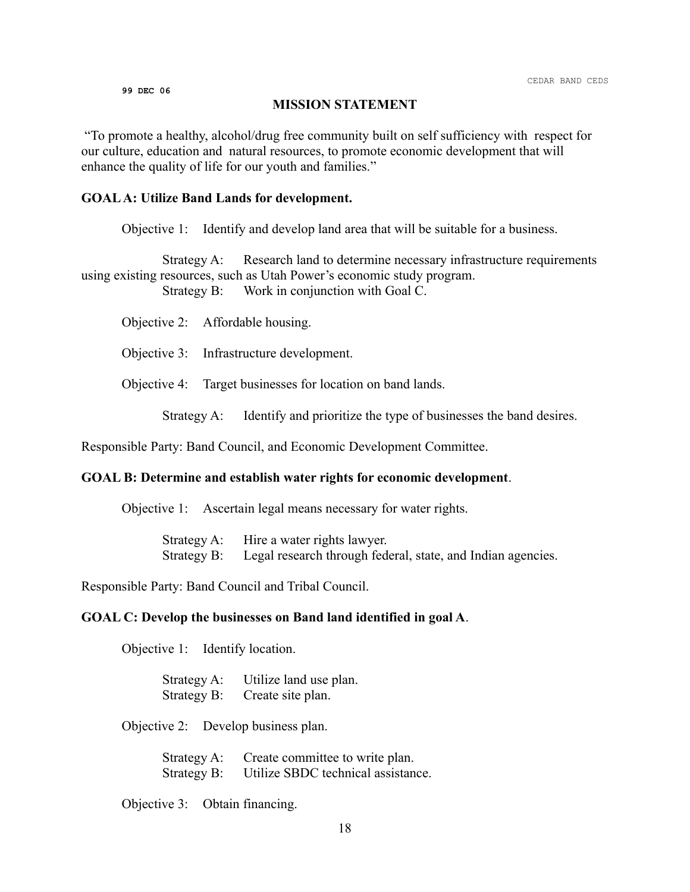99 DEC 06

## MISSION STATEMENT

"To promote a healthy, alcohol/drug free community built on self sufficiency with respect for our culture, education and natural resources, to promote economic development that will enhance the quality of life for our youth and families."

**GOAL A: Utilize Band Lands for development.**

Objective 1: Identify and develop land area that will be suitable for a business.

Strategy A: Research land to determine necessary infrastructure requirements using existing resources, such as Utah Power's economic study program.

Strategy B: Work in conjunction with Goal C.

Objective 2: Affordable housing.

Objective 3: Infrastructure development.

Objective 4: Target businesses for location on band lands.

Strategy A: Identify and prioritize the type of businesses the band desires.

Responsible Party: Band Council, and Economic Development Committee.

**GOAL B: Determine and establish water rights for economic development**.

Objective 1: Ascertain legal means necessary for water rights.

Strategy A: Hire a water rights lawyer.

Strategy B: Legal research through federal, state, and Indian agencies.

Responsible Party: Band Council and Tribal Council.

**GOAL C: Develop the businesses on Band land identified in goal A**.

Objective 1: Identify location.

Strategy A: Utilize land use plan.

Strategy B: Create site plan.

Objective 2: Develop business plan.

Strategy A: Create committee to write plan.

Strategy B: Utilize SBDC technical assistance.

Objective 3: Obtain financing.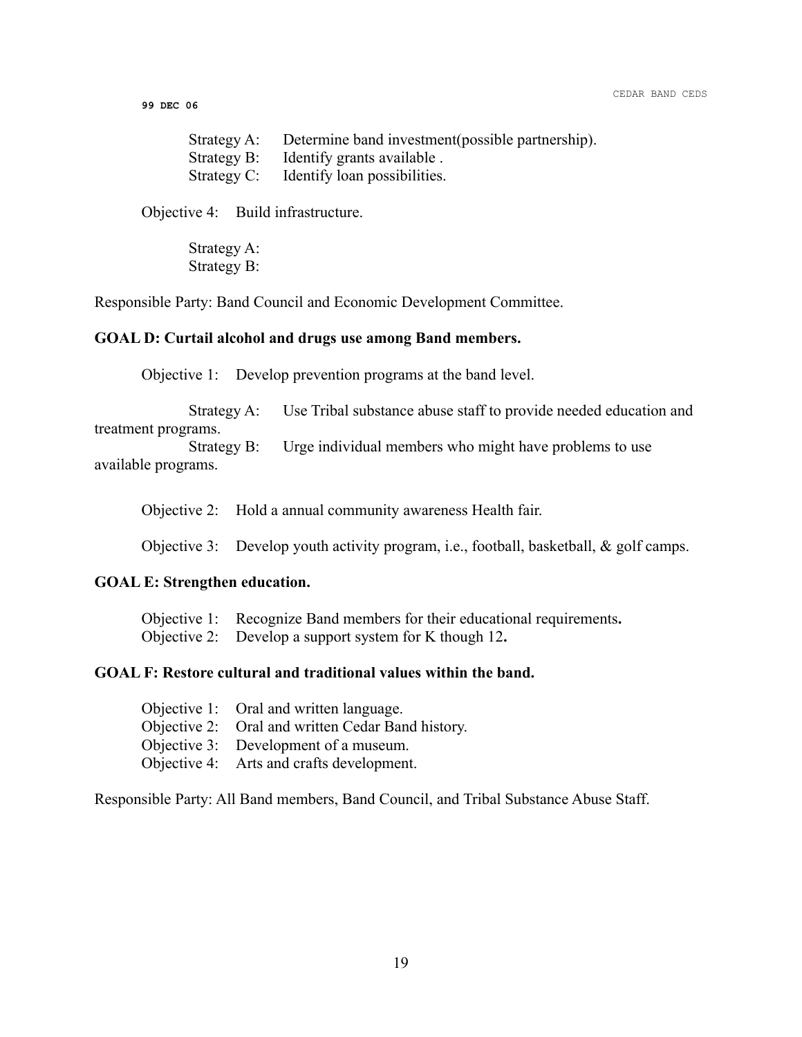Strategy A: Determine band investment(possible partnership).
Strategy B: Identify grants available .
Strategy C: Identify loan possibilities.

Objective 4: Build infrastructure.

Strategy A:
Strategy B:

Responsible Party: Band Council and Economic Development Committee.

**GOAL D: Curtail alcohol and drugs use among Band members.**

Objective 1: Develop prevention programs at the band level.

Strategy A: Use Tribal substance abuse staff to provide needed education and treatment programs.
Strategy B: Urge individual members who might have problems to use available programs.

Objective 2: Hold a annual community awareness Health fair.

Objective 3: Develop youth activity program, i.e., football, basketball, & golf camps.

**GOAL E: Strengthen education.**

Objective 1: Recognize Band members for their educational requirements**.**
Objective 2: Develop a support system for K though 12**.**

**GOAL F: Restore cultural and traditional values within the band.**

Objective 1: Oral and written language.
Objective 2: Oral and written Cedar Band history.
Objective 3: Development of a museum.
Objective 4: Arts and crafts development.

Responsible Party: All Band members, Band Council, and Tribal Substance Abuse Staff.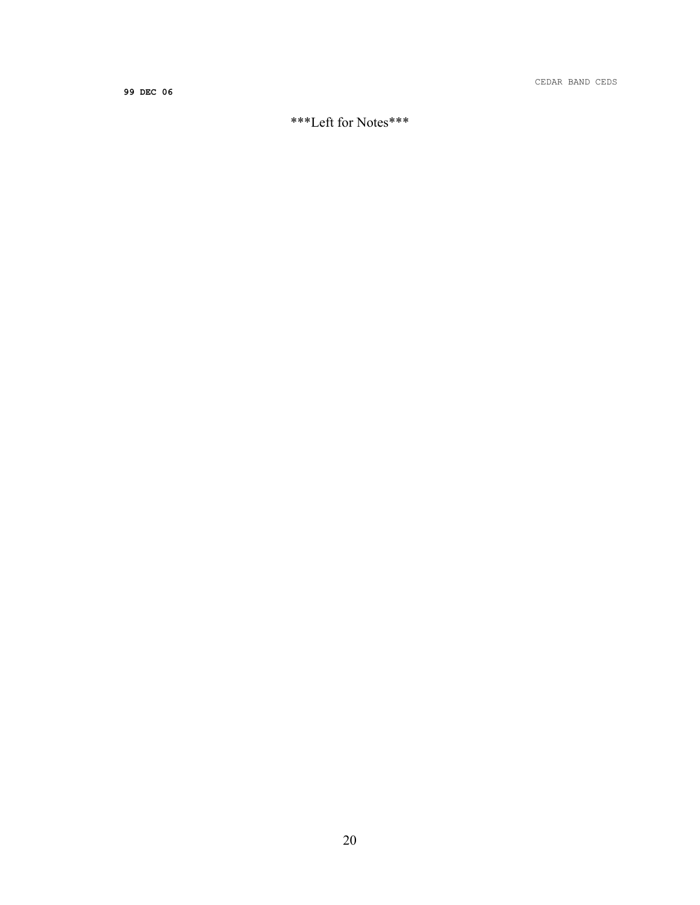***Left for Notes***